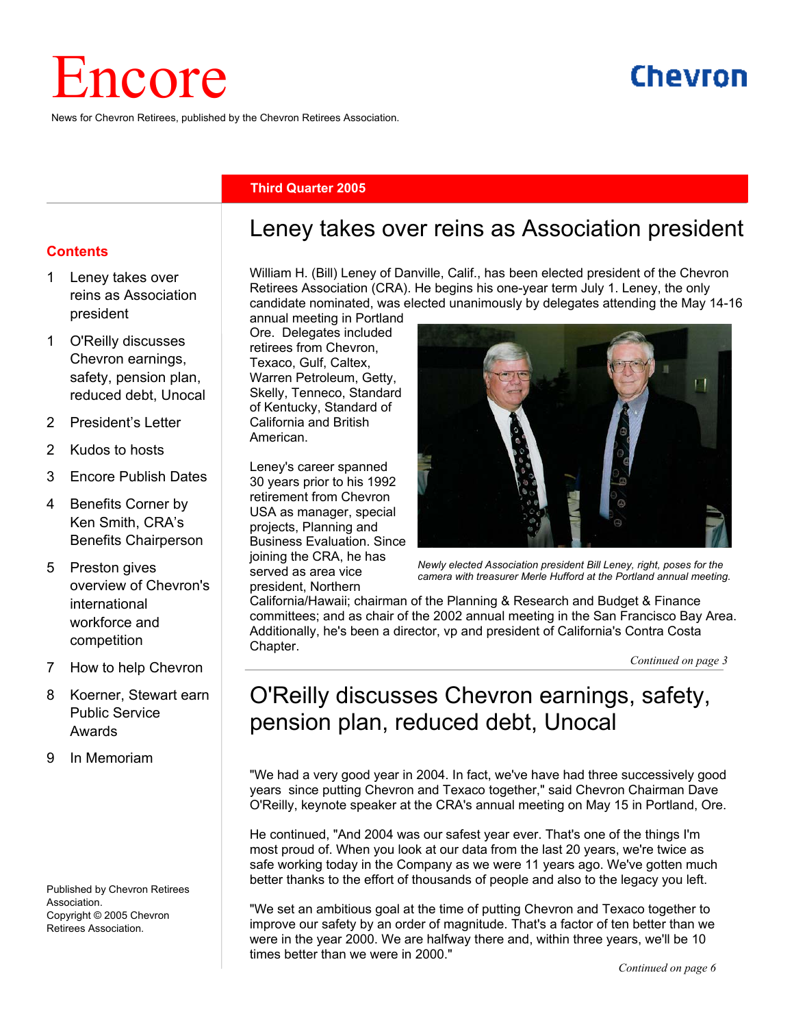# Encore

News for Chevron Retirees, published by the Chevron Retirees Association.

Chevron

**Third Quarter 2005**

**Contents**

- 1 Leney takes over reins as Association president
- 1 O'Reilly discusses Chevron earnings, safety, pension plan, reduced debt, Unocal
- 2 President's Letter
- 2 Kudos to hosts
- 3 Encore Publish Dates
- 4 Benefits Corner by Ken Smith, CRA's Benefits Chairperson
- 5 Preston gives overview of Chevron's international workforce and competition
- 7 How to help Chevron
- 8 Koerner, Stewart earn Public Service Awards
- 9 In Memoriam

Published by Chevron Retirees Association.
Copyright © 2005 Chevron Retirees Association.

## Leney takes over reins as Association president

William H. (Bill) Leney of Danville, Calif., has been elected president of the Chevron Retirees Association (CRA). He begins his one-year term July 1. Leney, the only candidate nominated, was elected unanimously by delegates attending the May 14-16 annual meeting in Portland Ore. Delegates included retirees from Chevron, Texaco, Gulf, Caltex, Warren Petroleum, Getty, Skelly, Tenneco, Standard of Kentucky, Standard of California and British American.

*Newly elected Association president Bill Leney, right, poses for the camera with treasurer Merle Hufford at the Portland annual meeting.*

Leney's career spanned 30 years prior to his 1992 retirement from Chevron USA as manager, special projects, Planning and Business Evaluation. Since joining the CRA, he has served as area vice president, Northern California/Hawaii; chairman of the Planning & Research and Budget & Finance committees; and as chair of the 2002 annual meeting in the San Francisco Bay Area. Additionally, he's been a director, vp and president of California's Contra Costa Chapter.

*Continued on page 3*

## O'Reilly discusses Chevron earnings, safety, pension plan, reduced debt, Unocal

"We had a very good year in 2004. In fact, we've have had three successively good years since putting Chevron and Texaco together," said Chevron Chairman Dave O'Reilly, keynote speaker at the CRA's annual meeting on May 15 in Portland, Ore.

He continued, "And 2004 was our safest year ever. That's one of the things I'm most proud of. When you look at our data from the last 20 years, we're twice as safe working today in the Company as we were 11 years ago. We've gotten much better thanks to the effort of thousands of people and also to the legacy you left.

"We set an ambitious goal at the time of putting Chevron and Texaco together to improve our safety by an order of magnitude. That's a factor of ten better than we were in the year 2000. We are halfway there and, within three years, we'll be 10 times better than we were in 2000."

*Continued on page 6*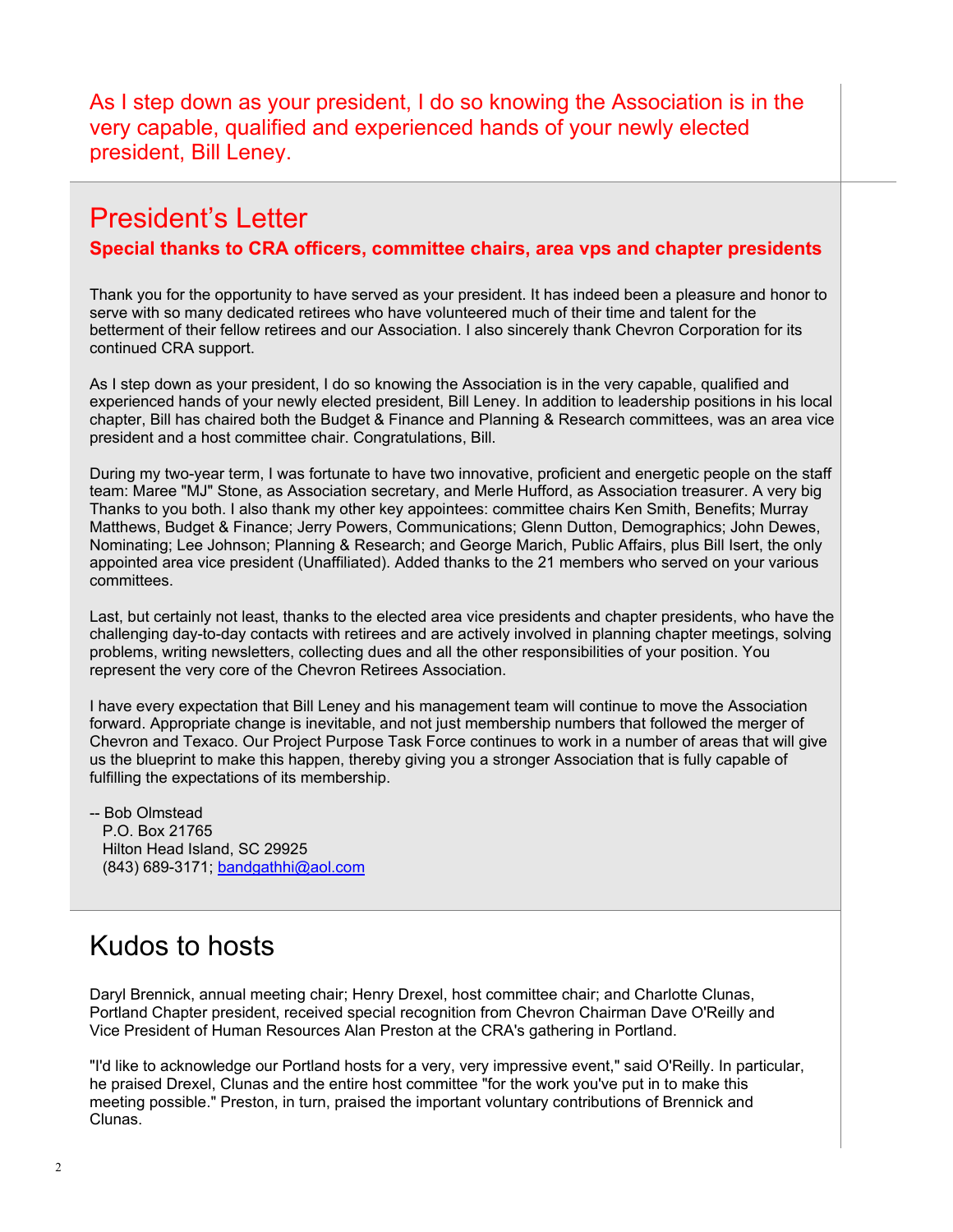As I step down as your president, I do so knowing the Association is in the very capable, qualified and experienced hands of your newly elected president, Bill Leney.

# President's Letter

**Special thanks to CRA officers, committee chairs, area vps and chapter presidents**

Thank you for the opportunity to have served as your president. It has indeed been a pleasure and honor to serve with so many dedicated retirees who have volunteered much of their time and talent for the betterment of their fellow retirees and our Association. I also sincerely thank Chevron Corporation for its continued CRA support.

As I step down as your president, I do so knowing the Association is in the very capable, qualified and experienced hands of your newly elected president, Bill Leney. In addition to leadership positions in his local chapter, Bill has chaired both the Budget & Finance and Planning & Research committees, was an area vice president and a host committee chair. Congratulations, Bill.

During my two-year term, I was fortunate to have two innovative, proficient and energetic people on the staff team: Maree "MJ" Stone, as Association secretary, and Merle Hufford, as Association treasurer. A very big Thanks to you both. I also thank my other key appointees: committee chairs Ken Smith, Benefits; Murray Matthews, Budget & Finance; Jerry Powers, Communications; Glenn Dutton, Demographics; John Dewes, Nominating; Lee Johnson; Planning & Research; and George Marich, Public Affairs, plus Bill Isert, the only appointed area vice president (Unaffiliated). Added thanks to the 21 members who served on your various committees.

Last, but certainly not least, thanks to the elected area vice presidents and chapter presidents, who have the challenging day-to-day contacts with retirees and are actively involved in planning chapter meetings, solving problems, writing newsletters, collecting dues and all the other responsibilities of your position. You represent the very core of the Chevron Retirees Association.

I have every expectation that Bill Leney and his management team will continue to move the Association forward. Appropriate change is inevitable, and not just membership numbers that followed the merger of Chevron and Texaco. Our Project Purpose Task Force continues to work in a number of areas that will give us the blueprint to make this happen, thereby giving you a stronger Association that is fully capable of fulfilling the expectations of its membership.

-- Bob Olmstead  
P.O. Box 21765  
Hilton Head Island, SC 29925  
(843) 689-3171; bandgathhi@aol.com

# Kudos to hosts

Daryl Brennick, annual meeting chair; Henry Drexel, host committee chair; and Charlotte Clunas, Portland Chapter president, received special recognition from Chevron Chairman Dave O'Reilly and Vice President of Human Resources Alan Preston at the CRA's gathering in Portland.

"I'd like to acknowledge our Portland hosts for a very, very impressive event," said O'Reilly. In particular, he praised Drexel, Clunas and the entire host committee "for the work you've put in to make this meeting possible." Preston, in turn, praised the important voluntary contributions of Brennick and Clunas.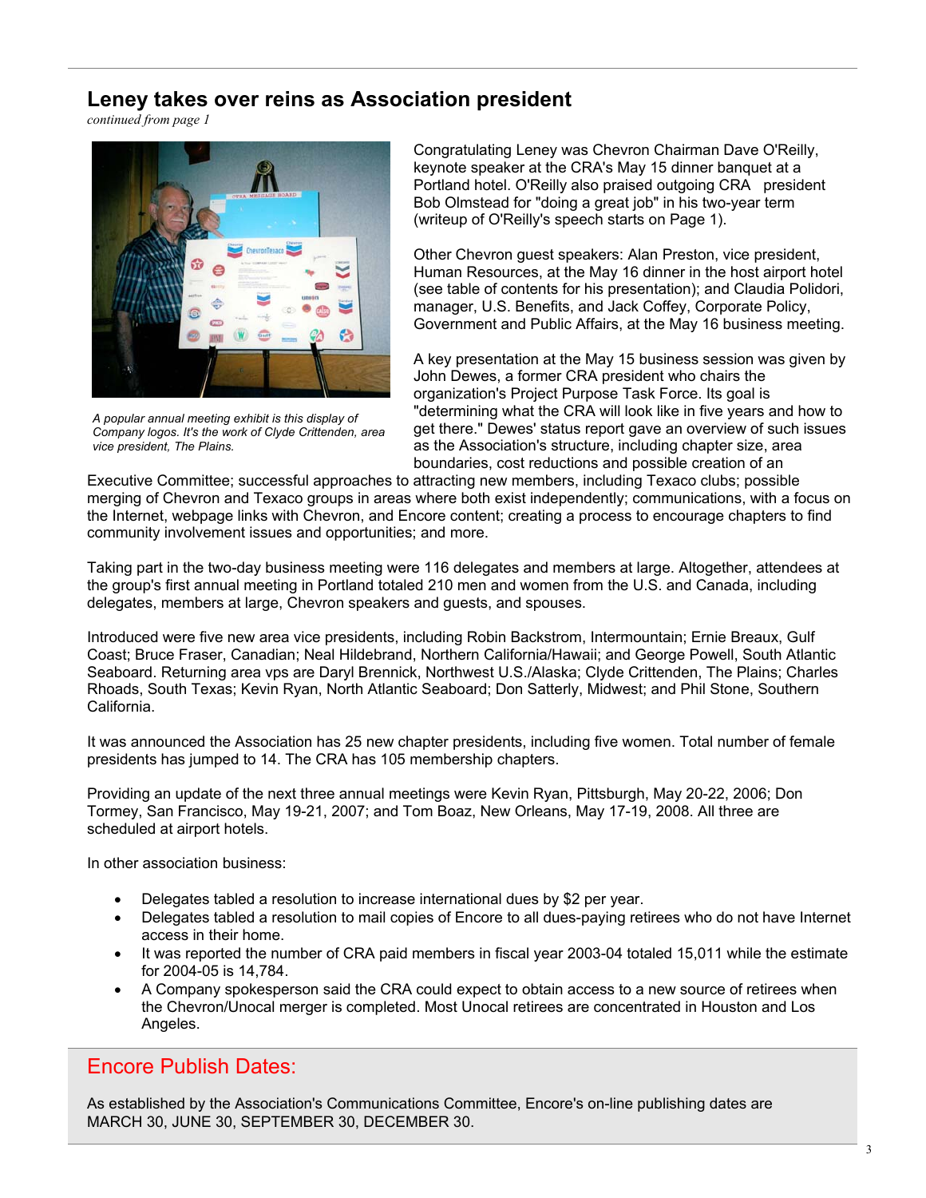## Leney takes over reins as Association president

*continued from page 1*

*A popular annual meeting exhibit is this display of Company logos. It's the work of Clyde Crittenden, area vice president, The Plains.*

Congratulating Leney was Chevron Chairman Dave O'Reilly, keynote speaker at the CRA's May 15 dinner banquet at a Portland hotel. O'Reilly also praised outgoing CRA president Bob Olmstead for "doing a great job" in his two-year term (writeup of O'Reilly's speech starts on Page 1).

Other Chevron guest speakers: Alan Preston, vice president, Human Resources, at the May 16 dinner in the host airport hotel (see table of contents for his presentation); and Claudia Polidori, manager, U.S. Benefits, and Jack Coffey, Corporate Policy, Government and Public Affairs, at the May 16 business meeting.

A key presentation at the May 15 business session was given by John Dewes, a former CRA president who chairs the organization's Project Purpose Task Force. Its goal is "determining what the CRA will look like in five years and how to get there." Dewes' status report gave an overview of such issues as the Association's structure, including chapter size, area boundaries, cost reductions and possible creation of an Executive Committee; successful approaches to attracting new members, including Texaco clubs; possible merging of Chevron and Texaco groups in areas where both exist independently; communications, with a focus on the Internet, webpage links with Chevron, and Encore content; creating a process to encourage chapters to find community involvement issues and opportunities; and more.

Taking part in the two-day business meeting were 116 delegates and members at large. Altogether, attendees at the group's first annual meeting in Portland totaled 210 men and women from the U.S. and Canada, including delegates, members at large, Chevron speakers and guests, and spouses.

Introduced were five new area vice presidents, including Robin Backstrom, Intermountain; Ernie Breaux, Gulf Coast; Bruce Fraser, Canadian; Neal Hildebrand, Northern California/Hawaii; and George Powell, South Atlantic Seaboard. Returning area vps are Daryl Brennick, Northwest U.S./Alaska; Clyde Crittenden, The Plains; Charles Rhoads, South Texas; Kevin Ryan, North Atlantic Seaboard; Don Satterly, Midwest; and Phil Stone, Southern California.

It was announced the Association has 25 new chapter presidents, including five women. Total number of female presidents has jumped to 14. The CRA has 105 membership chapters.

Providing an update of the next three annual meetings were Kevin Ryan, Pittsburgh, May 20-22, 2006; Don Tormey, San Francisco, May 19-21, 2007; and Tom Boaz, New Orleans, May 17-19, 2008. All three are scheduled at airport hotels.

In other association business:

- Delegates tabled a resolution to increase international dues by $2 per year.
- Delegates tabled a resolution to mail copies of Encore to all dues-paying retirees who do not have Internet access in their home.
- It was reported the number of CRA paid members in fiscal year 2003-04 totaled 15,011 while the estimate for 2004-05 is 14,784.
- A Company spokesperson said the CRA could expect to obtain access to a new source of retirees when the Chevron/Unocal merger is completed. Most Unocal retirees are concentrated in Houston and Los Angeles.

## Encore Publish Dates:

As established by the Association's Communications Committee, Encore's on-line publishing dates are MARCH 30, JUNE 30, SEPTEMBER 30, DECEMBER 30.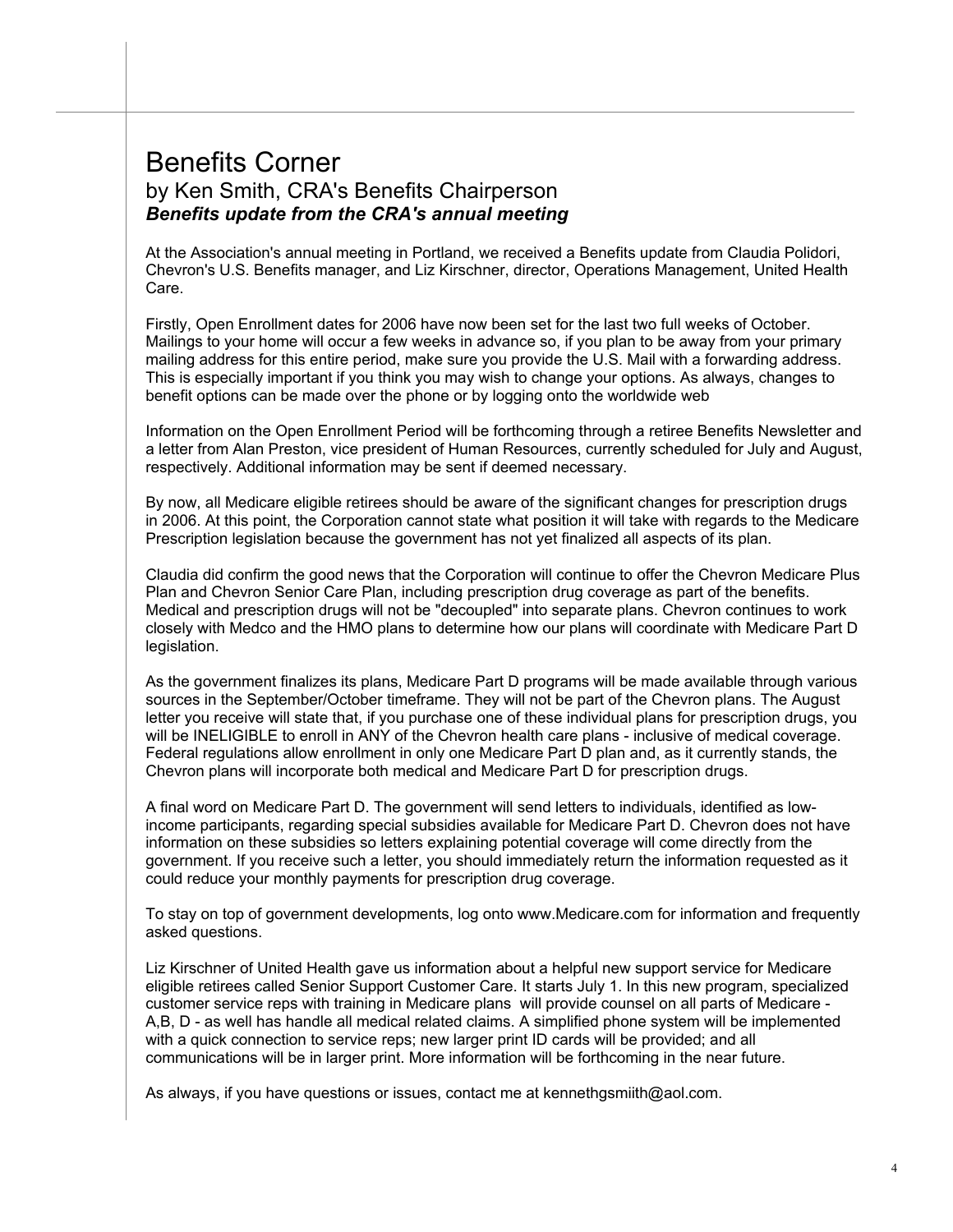# Benefits Corner

## by Ken Smith, CRA's Benefits Chairperson

### ***Benefits update from the CRA's annual meeting***

At the Association's annual meeting in Portland, we received a Benefits update from Claudia Polidori, Chevron's U.S. Benefits manager, and Liz Kirschner, director, Operations Management, United Health Care.

Firstly, Open Enrollment dates for 2006 have now been set for the last two full weeks of October. Mailings to your home will occur a few weeks in advance so, if you plan to be away from your primary mailing address for this entire period, make sure you provide the U.S. Mail with a forwarding address. This is especially important if you think you may wish to change your options. As always, changes to benefit options can be made over the phone or by logging onto the worldwide web

Information on the Open Enrollment Period will be forthcoming through a retiree Benefits Newsletter and a letter from Alan Preston, vice president of Human Resources, currently scheduled for July and August, respectively. Additional information may be sent if deemed necessary.

By now, all Medicare eligible retirees should be aware of the significant changes for prescription drugs in 2006. At this point, the Corporation cannot state what position it will take with regards to the Medicare Prescription legislation because the government has not yet finalized all aspects of its plan.

Claudia did confirm the good news that the Corporation will continue to offer the Chevron Medicare Plus Plan and Chevron Senior Care Plan, including prescription drug coverage as part of the benefits. Medical and prescription drugs will not be "decoupled" into separate plans. Chevron continues to work closely with Medco and the HMO plans to determine how our plans will coordinate with Medicare Part D legislation.

As the government finalizes its plans, Medicare Part D programs will be made available through various sources in the September/October timeframe. They will not be part of the Chevron plans. The August letter you receive will state that, if you purchase one of these individual plans for prescription drugs, you will be INELIGIBLE to enroll in ANY of the Chevron health care plans - inclusive of medical coverage. Federal regulations allow enrollment in only one Medicare Part D plan and, as it currently stands, the Chevron plans will incorporate both medical and Medicare Part D for prescription drugs.

A final word on Medicare Part D. The government will send letters to individuals, identified as low-income participants, regarding special subsidies available for Medicare Part D. Chevron does not have information on these subsidies so letters explaining potential coverage will come directly from the government. If you receive such a letter, you should immediately return the information requested as it could reduce your monthly payments for prescription drug coverage.

To stay on top of government developments, log onto www.Medicare.com for information and frequently asked questions.

Liz Kirschner of United Health gave us information about a helpful new support service for Medicare eligible retirees called Senior Support Customer Care. It starts July 1. In this new program, specialized customer service reps with training in Medicare plans will provide counsel on all parts of Medicare - A,B, D - as well has handle all medical related claims. A simplified phone system will be implemented with a quick connection to service reps; new larger print ID cards will be provided; and all communications will be in larger print. More information will be forthcoming in the near future.

As always, if you have questions or issues, contact me at kennethgsmiith@aol.com.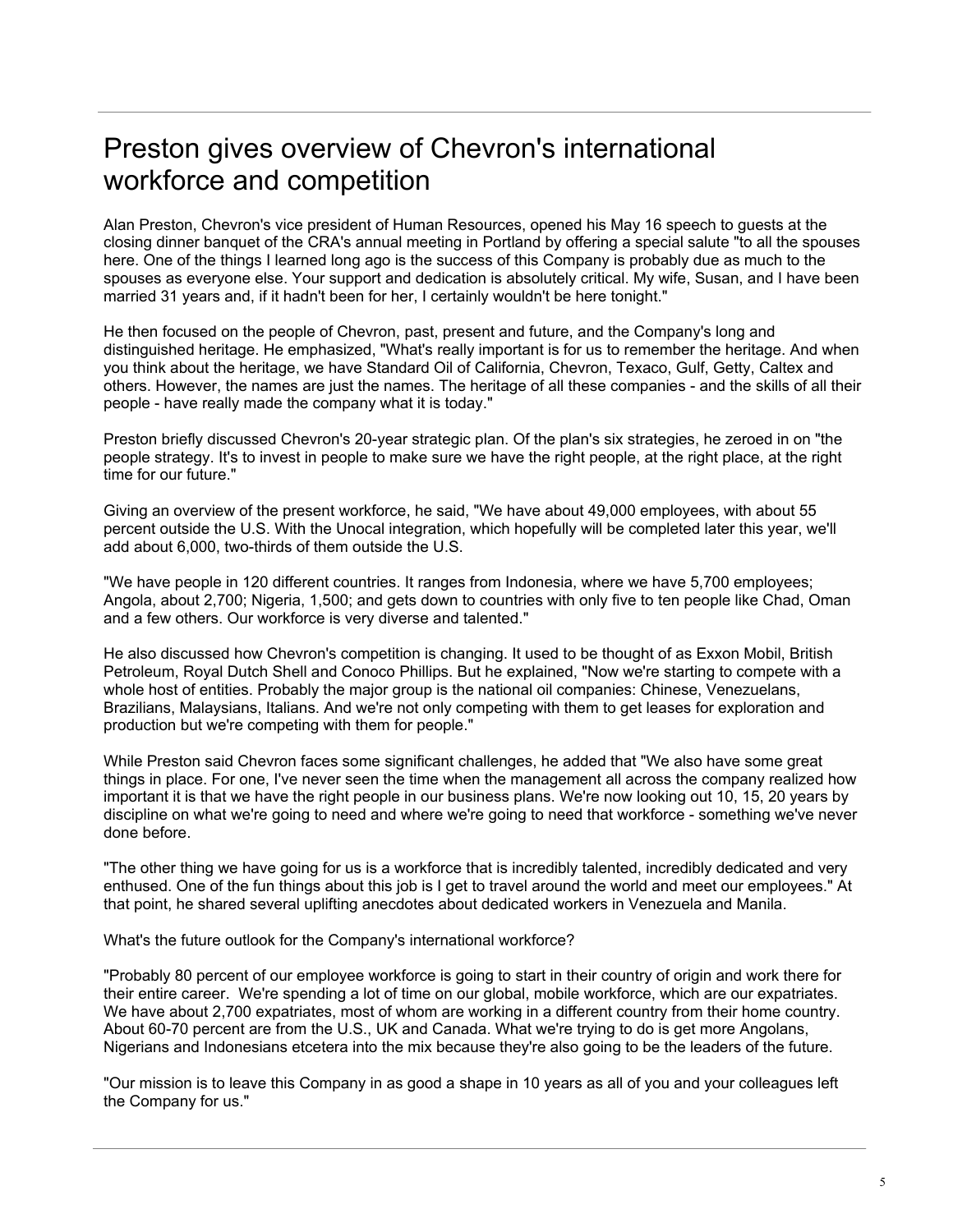# Preston gives overview of Chevron's international workforce and competition

Alan Preston, Chevron's vice president of Human Resources, opened his May 16 speech to guests at the closing dinner banquet of the CRA's annual meeting in Portland by offering a special salute "to all the spouses here. One of the things I learned long ago is the success of this Company is probably due as much to the spouses as everyone else. Your support and dedication is absolutely critical. My wife, Susan, and I have been married 31 years and, if it hadn't been for her, I certainly wouldn't be here tonight."

He then focused on the people of Chevron, past, present and future, and the Company's long and distinguished heritage. He emphasized, "What's really important is for us to remember the heritage. And when you think about the heritage, we have Standard Oil of California, Chevron, Texaco, Gulf, Getty, Caltex and others. However, the names are just the names. The heritage of all these companies - and the skills of all their people - have really made the company what it is today."

Preston briefly discussed Chevron's 20-year strategic plan. Of the plan's six strategies, he zeroed in on "the people strategy. It's to invest in people to make sure we have the right people, at the right place, at the right time for our future."

Giving an overview of the present workforce, he said, "We have about 49,000 employees, with about 55 percent outside the U.S. With the Unocal integration, which hopefully will be completed later this year, we'll add about 6,000, two-thirds of them outside the U.S.

"We have people in 120 different countries. It ranges from Indonesia, where we have 5,700 employees; Angola, about 2,700; Nigeria, 1,500; and gets down to countries with only five to ten people like Chad, Oman and a few others. Our workforce is very diverse and talented."

He also discussed how Chevron's competition is changing. It used to be thought of as Exxon Mobil, British Petroleum, Royal Dutch Shell and Conoco Phillips. But he explained, "Now we're starting to compete with a whole host of entities. Probably the major group is the national oil companies: Chinese, Venezuelans, Brazilians, Malaysians, Italians. And we're not only competing with them to get leases for exploration and production but we're competing with them for people."

While Preston said Chevron faces some significant challenges, he added that "We also have some great things in place. For one, I've never seen the time when the management all across the company realized how important it is that we have the right people in our business plans. We're now looking out 10, 15, 20 years by discipline on what we're going to need and where we're going to need that workforce - something we've never done before.

"The other thing we have going for us is a workforce that is incredibly talented, incredibly dedicated and very enthused. One of the fun things about this job is I get to travel around the world and meet our employees." At that point, he shared several uplifting anecdotes about dedicated workers in Venezuela and Manila.

What's the future outlook for the Company's international workforce?

"Probably 80 percent of our employee workforce is going to start in their country of origin and work there for their entire career. We're spending a lot of time on our global, mobile workforce, which are our expatriates. We have about 2,700 expatriates, most of whom are working in a different country from their home country. About 60-70 percent are from the U.S., UK and Canada. What we're trying to do is get more Angolans, Nigerians and Indonesians etcetera into the mix because they're also going to be the leaders of the future.

"Our mission is to leave this Company in as good a shape in 10 years as all of you and your colleagues left the Company for us."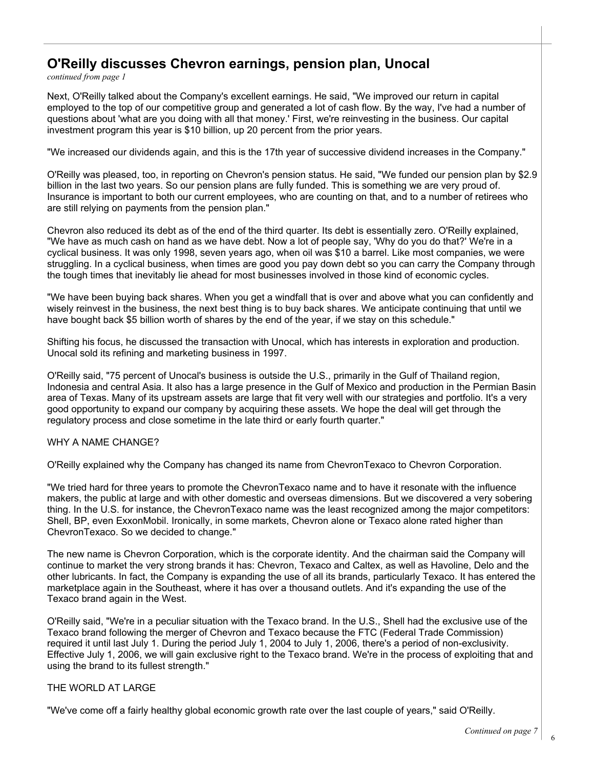## O'Reilly discusses Chevron earnings, pension plan, Unocal

*continued from page 1*

Next, O'Reilly talked about the Company's excellent earnings. He said, "We improved our return in capital employed to the top of our competitive group and generated a lot of cash flow. By the way, I've had a number of questions about 'what are you doing with all that money.' First, we're reinvesting in the business. Our capital investment program this year is $10 billion, up 20 percent from the prior years.

"We increased our dividends again, and this is the 17th year of successive dividend increases in the Company."

O'Reilly was pleased, too, in reporting on Chevron's pension status. He said, "We funded our pension plan by $2.9 billion in the last two years. So our pension plans are fully funded. This is something we are very proud of. Insurance is important to both our current employees, who are counting on that, and to a number of retirees who are still relying on payments from the pension plan."

Chevron also reduced its debt as of the end of the third quarter. Its debt is essentially zero. O'Reilly explained, "We have as much cash on hand as we have debt. Now a lot of people say, 'Why do you do that?' We're in a cyclical business. It was only 1998, seven years ago, when oil was $10 a barrel. Like most companies, we were struggling. In a cyclical business, when times are good you pay down debt so you can carry the Company through the tough times that inevitably lie ahead for most businesses involved in those kind of economic cycles.

"We have been buying back shares. When you get a windfall that is over and above what you can confidently and wisely reinvest in the business, the next best thing is to buy back shares. We anticipate continuing that until we have bought back $5 billion worth of shares by the end of the year, if we stay on this schedule."

Shifting his focus, he discussed the transaction with Unocal, which has interests in exploration and production. Unocal sold its refining and marketing business in 1997.

O'Reilly said, "75 percent of Unocal's business is outside the U.S., primarily in the Gulf of Thailand region, Indonesia and central Asia. It also has a large presence in the Gulf of Mexico and production in the Permian Basin area of Texas. Many of its upstream assets are large that fit very well with our strategies and portfolio. It's a very good opportunity to expand our company by acquiring these assets. We hope the deal will get through the regulatory process and close sometime in the late third or early fourth quarter."

### WHY A NAME CHANGE?

O'Reilly explained why the Company has changed its name from ChevronTexaco to Chevron Corporation.

"We tried hard for three years to promote the ChevronTexaco name and to have it resonate with the influence makers, the public at large and with other domestic and overseas dimensions. But we discovered a very sobering thing. In the U.S. for instance, the ChevronTexaco name was the least recognized among the major competitors: Shell, BP, even ExxonMobil. Ironically, in some markets, Chevron alone or Texaco alone rated higher than ChevronTexaco. So we decided to change."

The new name is Chevron Corporation, which is the corporate identity. And the chairman said the Company will continue to market the very strong brands it has: Chevron, Texaco and Caltex, as well as Havoline, Delo and the other lubricants. In fact, the Company is expanding the use of all its brands, particularly Texaco. It has entered the marketplace again in the Southeast, where it has over a thousand outlets. And it's expanding the use of the Texaco brand again in the West.

O'Reilly said, "We're in a peculiar situation with the Texaco brand. In the U.S., Shell had the exclusive use of the Texaco brand following the merger of Chevron and Texaco because the FTC (Federal Trade Commission) required it until last July 1. During the period July 1, 2004 to July 1, 2006, there's a period of non-exclusivity. Effective July 1, 2006, we will gain exclusive right to the Texaco brand. We're in the process of exploiting that and using the brand to its fullest strength."

### THE WORLD AT LARGE

"We've come off a fairly healthy global economic growth rate over the last couple of years," said O'Reilly.

*Continued on page 7*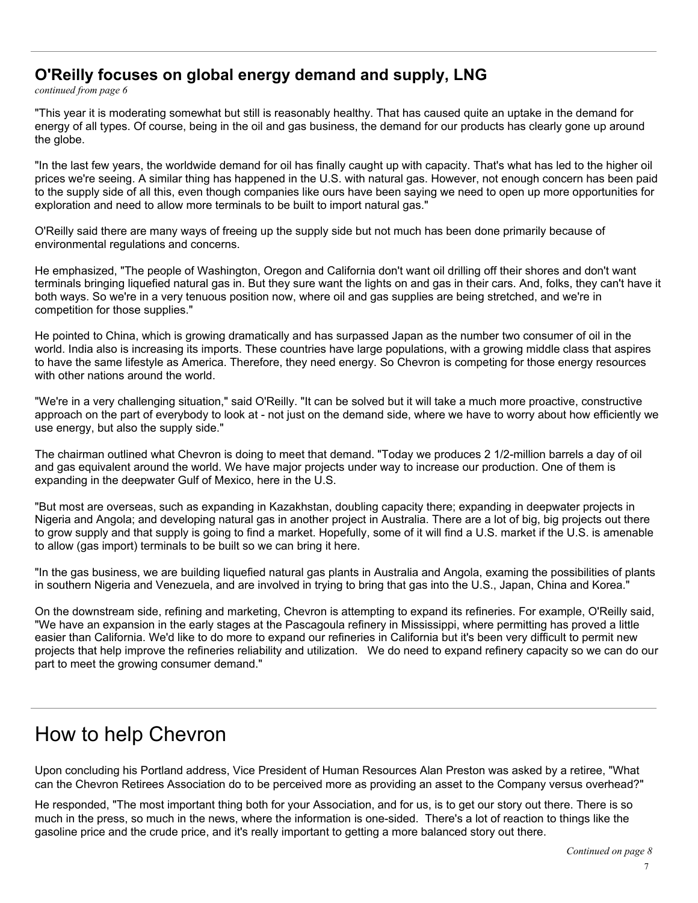## O'Reilly focuses on global energy demand and supply, LNG

*continued from page 6*

"This year it is moderating somewhat but still is reasonably healthy. That has caused quite an uptake in the demand for energy of all types. Of course, being in the oil and gas business, the demand for our products has clearly gone up around the globe.

"In the last few years, the worldwide demand for oil has finally caught up with capacity. That's what has led to the higher oil prices we're seeing. A similar thing has happened in the U.S. with natural gas. However, not enough concern has been paid to the supply side of all this, even though companies like ours have been saying we need to open up more opportunities for exploration and need to allow more terminals to be built to import natural gas."

O'Reilly said there are many ways of freeing up the supply side but not much has been done primarily because of environmental regulations and concerns.

He emphasized, "The people of Washington, Oregon and California don't want oil drilling off their shores and don't want terminals bringing liquefied natural gas in. But they sure want the lights on and gas in their cars. And, folks, they can't have it both ways. So we're in a very tenuous position now, where oil and gas supplies are being stretched, and we're in competition for those supplies."

He pointed to China, which is growing dramatically and has surpassed Japan as the number two consumer of oil in the world. India also is increasing its imports. These countries have large populations, with a growing middle class that aspires to have the same lifestyle as America. Therefore, they need energy. So Chevron is competing for those energy resources with other nations around the world.

"We're in a very challenging situation," said O'Reilly. "It can be solved but it will take a much more proactive, constructive approach on the part of everybody to look at - not just on the demand side, where we have to worry about how efficiently we use energy, but also the supply side."

The chairman outlined what Chevron is doing to meet that demand. "Today we produces 2 1/2-million barrels a day of oil and gas equivalent around the world. We have major projects under way to increase our production. One of them is expanding in the deepwater Gulf of Mexico, here in the U.S.

"But most are overseas, such as expanding in Kazakhstan, doubling capacity there; expanding in deepwater projects in Nigeria and Angola; and developing natural gas in another project in Australia. There are a lot of big, big projects out there to grow supply and that supply is going to find a market. Hopefully, some of it will find a U.S. market if the U.S. is amenable to allow (gas import) terminals to be built so we can bring it here.

"In the gas business, we are building liquefied natural gas plants in Australia and Angola, examing the possibilities of plants in southern Nigeria and Venezuela, and are involved in trying to bring that gas into the U.S., Japan, China and Korea."

On the downstream side, refining and marketing, Chevron is attempting to expand its refineries. For example, O'Reilly said, "We have an expansion in the early stages at the Pascagoula refinery in Mississippi, where permitting has proved a little easier than California. We'd like to do more to expand our refineries in California but it's been very difficult to permit new projects that help improve the refineries reliability and utilization. We do need to expand refinery capacity so we can do our part to meet the growing consumer demand."

# How to help Chevron

Upon concluding his Portland address, Vice President of Human Resources Alan Preston was asked by a retiree, "What can the Chevron Retirees Association do to be perceived more as providing an asset to the Company versus overhead?"

He responded, "The most important thing both for your Association, and for us, is to get our story out there. There is so much in the press, so much in the news, where the information is one-sided. There's a lot of reaction to things like the gasoline price and the crude price, and it's really important to getting a more balanced story out there.

*Continued on page 8*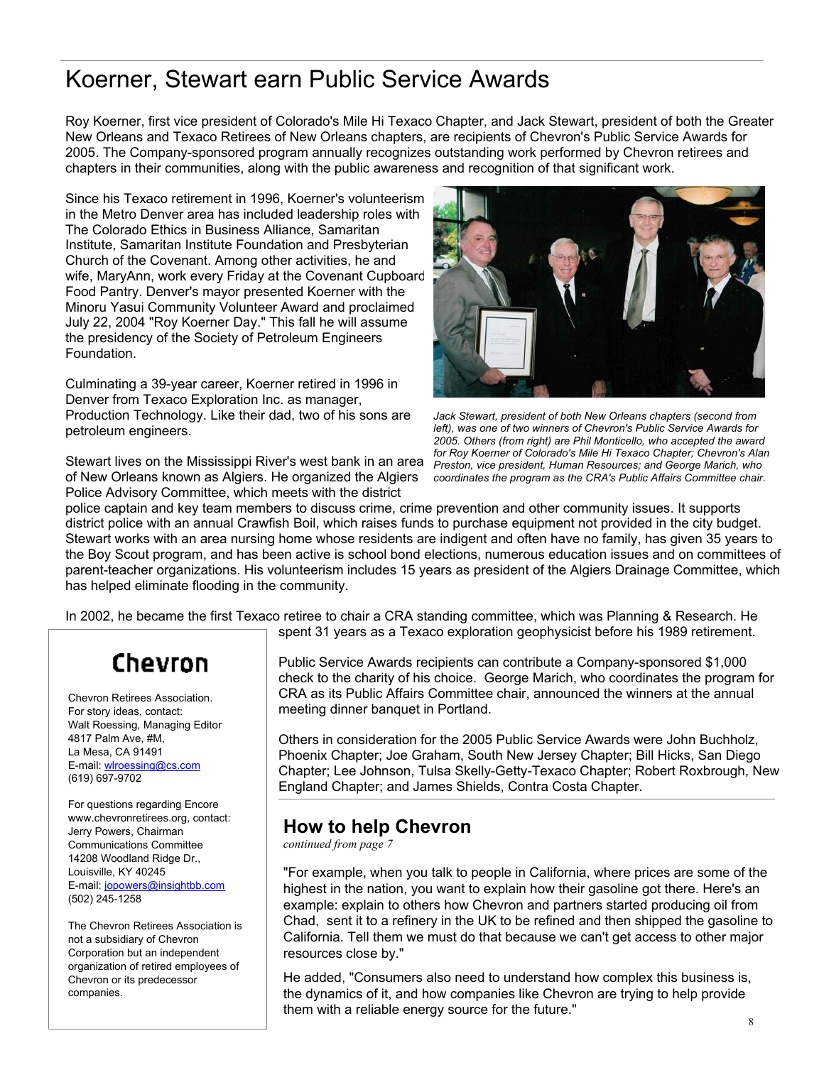# Koerner, Stewart earn Public Service Awards

Roy Koerner, first vice president of Colorado's Mile Hi Texaco Chapter, and Jack Stewart, president of both the Greater New Orleans and Texaco Retirees of New Orleans chapters, are recipients of Chevron's Public Service Awards for 2005. The Company-sponsored program annually recognizes outstanding work performed by Chevron retirees and chapters in their communities, along with the public awareness and recognition of that significant work.

Since his Texaco retirement in 1996, Koerner's volunteerism in the Metro Denver area has included leadership roles with The Colorado Ethics in Business Alliance, Samaritan Institute, Samaritan Institute Foundation and Presbyterian Church of the Covenant. Among other activities, he and wife, MaryAnn, work every Friday at the Covenant Cupboard Food Pantry. Denver's mayor presented Koerner with the Minoru Yasui Community Volunteer Award and proclaimed July 22, 2004 "Roy Koerner Day." This fall he will assume the presidency of the Society of Petroleum Engineers Foundation.

*Jack Stewart, president of both New Orleans chapters (second from left), was one of two winners of Chevron's Public Service Awards for 2005. Others (from right) are Phil Monticello, who accepted the award for Roy Koerner of Colorado's Mile Hi Texaco Chapter; Chevron's Alan Preston, vice president, Human Resources; and George Marich, who coordinates the program as the CRA's Public Affairs Committee chair.*

Culminating a 39-year career, Koerner retired in 1996 in Denver from Texaco Exploration Inc. as manager, Production Technology. Like their dad, two of his sons are petroleum engineers.

Stewart lives on the Mississippi River's west bank in an area of New Orleans known as Algiers. He organized the Algiers Police Advisory Committee, which meets with the district police captain and key team members to discuss crime, crime prevention and other community issues. It supports district police with an annual Crawfish Boil, which raises funds to purchase equipment not provided in the city budget. Stewart works with an area nursing home whose residents are indigent and often have no family, has given 35 years to the Boy Scout program, and has been active is school bond elections, numerous education issues and on committees of parent-teacher organizations. His volunteerism includes 15 years as president of the Algiers Drainage Committee, which has helped eliminate flooding in the community.

In 2002, he became the first Texaco retiree to chair a CRA standing committee, which was Planning & Research. He spent 31 years as a Texaco exploration geophysicist before his 1989 retirement.

Public Service Awards recipients can contribute a Company-sponsored $1,000 check to the charity of his choice. George Marich, who coordinates the program for CRA as its Public Affairs Committee chair, announced the winners at the annual meeting dinner banquet in Portland.

Others in consideration for the 2005 Public Service Awards were John Buchholz, Phoenix Chapter; Joe Graham, South New Jersey Chapter; Bill Hicks, San Diego Chapter; Lee Johnson, Tulsa Skelly-Getty-Texaco Chapter; Robert Roxbrough, New England Chapter; and James Shields, Contra Costa Chapter.

## How to help Chevron

*continued from page 7*

"For example, when you talk to people in California, where prices are some of the highest in the nation, you want to explain how their gasoline got there. Here's an example: explain to others how Chevron and partners started producing oil from Chad, sent it to a refinery in the UK to be refined and then shipped the gasoline to California. Tell them we must do that because we can't get access to other major resources close by."

He added, "Consumers also need to understand how complex this business is, the dynamics of it, and how companies like Chevron are trying to help provide them with a reliable energy source for the future."

---

**Chevron**

Chevron Retirees Association.
For story ideas, contact:
Walt Roessing, Managing Editor
4817 Palm Ave, #M,
La Mesa, CA 91491
E-mail: wlroessing@cs.com
(619) 697-9702

For questions regarding Encore www.chevronretirees.org, contact:
Jerry Powers, Chairman
Communications Committee
14208 Woodland Ridge Dr.,
Louisville, KY 40245
E-mail: jopowers@insightbb.com
(502) 245-1258

The Chevron Retirees Association is not a subsidiary of Chevron Corporation but an independent organization of retired employees of Chevron or its predecessor companies.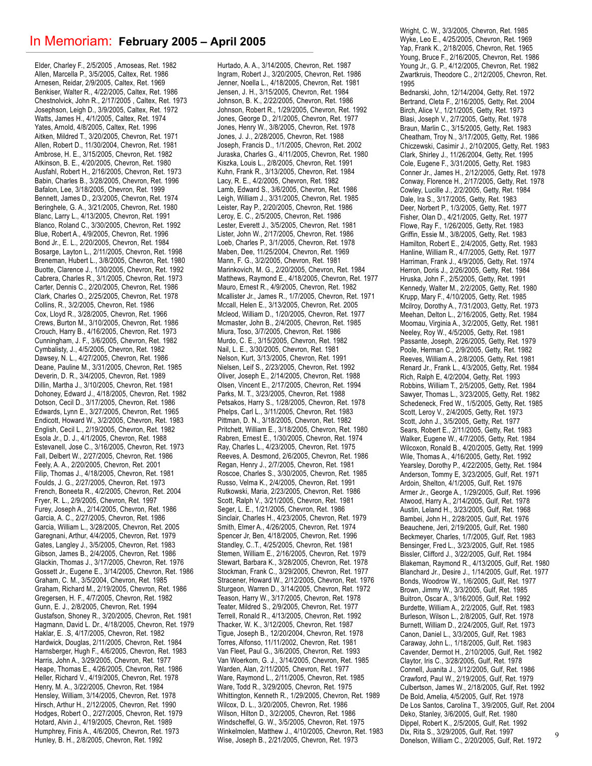# In Memoriam: **February 2005 – April 2005**

Elder, Charley F., 2/5/2005 , Amoseas, Ret. 1982
Allen, Marcella P., 3/5/2005, Caltex, Ret. 1986
Arnesen, Reidar, 2/9/2005, Caltex, Ret. 1969
Benkiser, Walter R., 4/22/2005, Caltex, Ret. 1986
Chestnolvick, John R., 2/17/2005 , Caltex, Ret. 1973
Josephson, Leigh D., 3/9/2005, Caltex, Ret. 1972
Watts, James H., 4/1/2005, Caltex, Ret. 1974
Yates, Arnold, 4/8/2005, Caltex, Ret. 1996
Aitken, Mildred T., 3/20/2005, Chevron, Ret. 1971
Allen, Robert D., 11/30/2004, Chevron, Ret. 1981
Ambrose, H. E., 3/15/2005, Chevron, Ret. 1982
Atkinson, B. E., 4/20/2005, Chevron, Ret. 1980
Ausfahl, Robert H., 2/16/2005, Chevron, Ret. 1973
Babin, Charles B., 3/28/2005, Chevron, Ret. 1996
Bafalon, Lee, 3/18/2005, Chevron, Ret. 1999
Bennett, James D., 2/3/2005, Chevron, Ret. 1974
Beringhele, G. A., 3/21/2005, Chevron, Ret. 1980
Blanc, Larry L., 4/13/2005, Chevron, Ret. 1991
Blanco, Roland C., 3/30/2005, Chevron, Ret. 1992
Blue, Robert A., 4/9/2005, Chevron, Ret. 1996
Bond Jr., E. L., 2/20/2005, Chevron, Ret. 1984
Bosarge, Layton L., 2/11/2005, Chevron, Ret. 1998
Breneman, Hubert L., 3/8/2005, Chevron, Ret. 1980
Buotte, Clarence J., 1/30/2005, Chevron, Ret. 1992
Cabrera, Charles R., 3/1/2005, Chevron, Ret. 1973
Carter, Dennis C., 2/20/2005, Chevron, Ret. 1986
Clark, Charles O., 2/25/2005, Chevron, Ret. 1978
Collins, R., 3/2/2005, Chevron, Ret. 1986
Cox, Lloyd R., 3/28/2005, Chevron, Ret. 1966
Crews, Burton M., 3/10/2005, Chevron, Ret. 1986
Crouch, Harry B., 4/16/2005, Chevron, Ret. 1973
Cunningham, J. F., 3/6/2005, Chevron, Ret. 1982
Cymbalisty, J., 4/5/2005, Chevron, Ret. 1982
Dawsey, N. L., 4/27/2005, Chevron, Ret. 1986
Deane, Pauline M., 3/31/2005, Chevron, Ret. 1985
Deverin, D. R., 3/4/2005, Chevron, Ret. 1989
Dillin, Martha J., 3/10/2005, Chevron, Ret. 1981
Dohoney, Edward J., 4/18/2005, Chevron, Ret. 1982
Dotson, Cecil D., 3/17/2005, Chevron, Ret. 1986
Edwards, Lynn E., 3/27/2005, Chevron, Ret. 1965
Endicott, Howard W., 3/2/2005, Chevron, Ret. 1983
English, Cecil L., 2/19/2005, Chevron, Ret. 1982
Esola Jr., D. J., 4/1/2005, Chevron, Ret. 1988
Estevanell, Jose C., 3/16/2005, Chevron, Ret. 1973
Fall, Delbert W., 2/27/2005, Chevron, Ret. 1986
Feely, A. A., 2/20/2005, Chevron, Ret. 2001
Filip, Thomas J., 4/18/2005, Chevron, Ret. 1981
Foulds, J. G., 2/27/2005, Chevron, Ret. 1973
French, Boneeta R., 4/2/2005, Chevron, Ret. 2004
Fryer, R. L., 2/9/2005, Chevron, Ret. 1997
Furey, Joseph A., 2/14/2005, Chevron, Ret. 1986
Garcia, A. C., 2/27/2005, Chevron, Ret. 1986
Garcia, William L., 3/28/2005, Chevron, Ret. 2005
Garegnani, Arthur, 4/4/2005, Chevron, Ret. 1979
Gates, Langley J., 3/5/2005, Chevron, Ret. 1983
Gibson, James B., 2/4/2005, Chevron, Ret. 1986
Glackin, Thomas J., 3/17/2005, Chevron, Ret. 1976
Gossett Jr., Eugene E., 3/14/2005, Chevron, Ret. 1986
Graham, C. M., 3/5/2004, Chevron, Ret. 1985
Graham, Richard M., 2/19/2005, Chevron, Ret. 1986
Gregersen, H. F., 4/7/2005, Chevron, Ret. 1982
Gunn, E. J., 2/8/2005, Chevron, Ret. 1994
Gustafson, Shoney R., 3/20/2005, Chevron, Ret. 1981
Hagmann, David L. Dr., 4/18/2005, Chevron, Ret. 1979
Haklar, E. .S, 4/17/2005, Chevron, Ret. 1982
Hardwick, Douglas, 2/11/2005, Chevron, Ret. 1984
Harnsberger, Hugh F., 4/6/2005, Chevron, Ret. 1983
Harris, John A., 3/29/2005, Chevron, Ret. 1977
Heape, Thomas E., 4/26/2005, Chevron, Ret. 1986
Heller, Richard V., 4/19/2005, Chevron, Ret. 1978
Henry, M. A., 3/22/2005, Chevron, Ret. 1984
Hensley, William, 3/14/2005, Chevron, Ret. 1978
Hirsch, Arthur H., 2/12/2005, Chevron, Ret. 1990
Hodges, Robert O., 2/27/2005, Chevron, Ret. 1979
Hotard, Alvin J., 4/19/2005, Chevron, Ret. 1989
Humphrey, Finis A., 4/6/2005, Chevron, Ret. 1973
Hunley, B. H., 2/8/2005, Chevron, Ret. 1992
Hurtado, A. A., 3/14/2005, Chevron, Ret. 1987
Ingram, Robert J., 3/20/2005, Chevron, Ret. 1986
Jenner, Noella L., 4/18/2005, Chevron, Ret. 1981
Jensen, J. H., 3/15/2005, Chevron, Ret. 1984
Johnson, B. K., 2/22/2005, Chevron, Ret. 1986
Johnson, Robert R., 1/29/2005, Chevron, Ret. 1992
Jones, George D., 2/1/2005, Chevron, Ret. 1977
Jones, Henry W., 3/8/2005, Chevron, Ret. 1978
Jones, J. J., 2/28/2005, Chevron, Ret. 1988
Joseph, Francis D., 1/1/2005, Chevron, Ret. 2002
Juraska, Charles G., 4/11/2005, Chevron, Ret. 1980
Kiszka, Louis L., 2/8/2005, Chevron, Ret. 1991
Kuhn, Frank R., 3/13/2005, Chevron, Ret. 1984
Lacy, R. E., 4/2/2005, Chevron, Ret. 1982
Lamb, Edward S., 3/6/2005, Chevron, Ret. 1986
Leigh, William J., 3/31/2005, Chevron, Ret. 1985
Leister, Ray P., 2/20/2005, Chevron, Ret. 1986
Leroy, E. C., 2/5/2005, Chevron, Ret. 1986
Lester, Everett J., 3/5/2005, Chevron, Ret. 1981
Lister, John W., 2/17/2005, Chevron, Ret. 1986
Loeb, Charles P., 3/1/2005, Chevron, Ret. 1978
Maben, Dee, 11/25/2004, Chevron, Ret. 1969
Mann, F. G., 3/2/2005, Chevron, Ret. 1981
Marinkovich, M. G., 2/20/2005, Chevron, Ret. 1984
Matthews, Raymond E., 4/18/2005, Chevron, Ret. 1977
Mauro, Ernest R., 4/9/2005, Chevron, Ret. 1982
Mcallister Jr., James R., 1/7/2005, Chevron, Ret. 1971
Mccall, Helen E., 3/13/2005, Chevron, Ret. 2005
Mcleod, William D., 1/20/2005, Chevron, Ret. 1977
Mcmaster, John B., 2/4/2005, Chevron, Ret. 1985
Miura, Toso, 3/7/2005, Chevron, Ret. 1986
Murdo, C. E., 3/15/2005, Chevron, Ret. 1982
Nail, L. E., 3/30/2005, Chevron, Ret. 1981
Nelson, Kurt, 3/13/2005, Chevron, Ret. 1991
Nielsen, Leif S., 2/23/2005, Chevron, Ret. 1992
Oliver, Joseph E., 2/14/2005, Chevron, Ret. 1988
Olsen, Vincent E., 2/17/2005, Chevron, Ret. 1994
Parks, M. T., 3/23/2005, Chevron, Ret. 1988
Petsakos, Harry S., 1/28/2005, Chevron, Ret. 1978
Phelps, Carl L., 3/11/2005, Chevron, Ret. 1983
Pittman, D. N., 3/18/2005, Chevron, Ret. 1982
Pritchett, William E., 3/18/2005, Chevron, Ret. 1980
Rabren, Ernest E., 1/30/2005, Chevron, Ret. 1974
Ray, Charles L., 4/23/2005, Chevron, Ret. 1975
Reeves, A. Desmond, 2/6/2005, Chevron, Ret. 1986
Regan, Henry J., 2/7/2005, Chevron, Ret. 1981
Roscoe, Charles S., 3/30/2005, Chevron, Ret. 1985
Russo, Velma K., 2/4/2005, Chevron, Ret. 1991
Rutkowski, Maria, 2/23/2005, Chevron, Ret. 1986
Scott, Ralph V., 3/21/2005, Chevron, Ret. 1981
Seger, L. E., 1/21/2005, Chevron, Ret. 1986
Sinclair, Charles H., 4/23/2005, Chevron, Ret. 1979
Smith, Elmer A., 4/26/2005, Chevron, Ret. 1974
Spencer Jr, Ben, 4/18/2005, Chevron, Ret. 1996
Standley, C..T., 4/25/2005, Chevron, Ret. 1981
Stemen, William E., 2/16/2005, Chevron, Ret. 1979
Stewart, Barbara K., 3/28/2005, Chevron, Ret. 1978
Stockman, Frank C., 3/29/2005, Chevron, Ret. 1977
Stracener, Howard W., 2/12/2005, Chevron, Ret. 1976
Sturgeon, Warren D., 3/14/2005, Chevron, Ret. 1972
Teason, Harry W., 3/17/2005, Chevron, Ret. 1978
Teater, Mildred S., 2/9/2005, Chevron, Ret. 1977
Terrell, Ronald R., 4/13/2005, Chevron, Ret. 1992
Thacker, W. K., 3/12/2005, Chevron, Ret. 1987
Tigue, Joseph B., 12/20/2004, Chevron, Ret. 1978
Torres, Alfonso, 11/11/2002, Chevron, Ret. 1981
Van Fleet, Paul G., 3/6/2005, Chevron, Ret. 1993
Van Woerkom, G. J., 3/14/2005, Chevron, Ret. 1985
Warden, Alan, 2/11/2005, Chevron, Ret. 1977
Ware, Raymond L., 2/11/2005, Chevron, Ret. 1985
Ware, Todd R., 3/29/2005, Chevron, Ret. 1975
Whittington, Kenneth R., 1/29/2005, Chevron, Ret. 1989
Wilcox, D. L., 3/20/2005, Chevron, Ret. 1986
Wilson, Hilton D., 3/2/2005, Chevron, Ret. 1986
Windscheffel, G. W., 3/5/2005, Chevron, Ret. 1975
Winkelmolen, Matthew J., 4/10/2005, Chevron, Ret. 1983
Wise, Joseph B., 2/21/2005, Chevron, Ret. 1973
Wright, C. W., 3/3/2005, Chevron, Ret. 1985
Wyke, Leo E., 4/25/2005, Chevron, Ret. 1969
Yap, Frank K., 2/18/2005, Chevron, Ret. 1965
Young, Bruce F., 2/16/2005, Chevron, Ret. 1986
Young Jr., G. P., 4/12/2005, Chevron, Ret. 1982
Zwartkruis, Theodore C., 2/12/2005, Chevron, Ret. 1995
Bednarski, John, 12/14/2004, Getty, Ret. 1972
Bertrand, Cleta F., 2/16/2005, Getty, Ret. 2004
Birch, Alice V., 1/21/2005, Getty, Ret. 1973
Blasi, Joseph V., 2/7/2005, Getty, Ret. 1978
Braun, Marlin C., 3/15/2005, Getty, Ret. 1983
Cheatham, Troy N., 3/17/2005, Getty, Ret. 1986
Chiczewski, Casimir J., 2/10/2005, Getty, Ret. 1983
Clark, Shirley J., 11/26/2004, Getty, Ret. 1995
Cole, Eugene F., 3/31/2005, Getty, Ret. 1983
Conner Jr., James H., 2/12/2005, Getty, Ret. 1978
Conway, Florence H., 2/17/2005, Getty, Ret. 1978
Cowley, Lucille J., 2/2/2005, Getty, Ret. 1984
Dale, Ira S., 3/17/2005, Getty, Ret. 1983
Deer, Norbert P., 1/3/2005, Getty, Ret. 1977
Fisher, Olan D., 4/21/2005, Getty, Ret. 1977
Flowe, Ray F., 1/26/2005, Getty, Ret. 1983
Griffin, Essie M., 3/8/2005, Getty, Ret. 1983
Hamilton, Robert E., 2/4/2005, Getty, Ret. 1983
Hanline, William R., 4/7/2005, Getty, Ret. 1977
Harriman, Frank J., 4/9/2005, Getty, Ret. 1974
Herron, Doris J., 2/26/2005, Getty, Ret. 1984
Hruska, John F., 2/5/2005, Getty, Ret. 1991
Kennedy, Walter M., 2/2/2005, Getty, Ret. 1980
Krupp, Mary F., 4/10/2005, Getty, Ret. 1985
Mcilroy, Dorothy A., 7/31/2003, Getty, Ret. 1973
Meehan, Delton L., 2/16/2005, Getty, Ret. 1984
Moomau, Virginia A., 3/2/2005, Getty, Ret. 1981
Neeley, Roy W., 4/5/2005, Getty, Ret. 1981
Passante, Joseph, 2/26/2005, Getty, Ret. 1979
Poole, Herman C., 2/9/2005, Getty, Ret. 1982
Reeves, William A., 2/8/2005, Getty, Ret. 1981
Renard Jr., Frank L., 4/3/2005, Getty, Ret. 1984
Rich, Ralph E, 4/2/2004, Getty, Ret. 1993
Robbins, William T., 2/5/2005, Getty, Ret. 1984
Sawyer, Thomas L., 3/23/2005, Getty, Ret. 1982
Schedeneck, Fred W., 1/5/2005, Getty, Ret. 1985
Scott, Leroy V., 2/4/2005, Getty, Ret. 1973
Scott, John J., 3/5/2005, Getty, Ret. 1977
Sears, Robert E., 2/11/2005, Getty, Ret. 1983
Walker, Eugene W., 4/7/2005, Getty, Ret. 1984
Wilcoxon, Ronald B., 4/20/2005, Getty, Ret. 1999
Wile, Thomas A., 4/16/2005, Getty, Ret. 1992
Yearsley, Dorothy P., 4/22/2005, Getty, Ret. 1984
Anderson, Tommy E, 3/23/2005, Gulf, Ret. 1971
Ardoin, Shelton, 4/1/2005, Gulf, Ret. 1976
Armer Jr., George A., 1/29/2005, Gulf, Ret. 1996
Atwood, Harry A., 2/14/2005, Gulf, Ret. 1978
Austin, Leland H., 3/23/2005, Gulf, Ret. 1968
Bambei, John H., 2/28/2005, Gulf, Ret. 1976
Beauchene, Jeri, 2/19/2005, Gulf, Ret. 1980
Beckmeyer, Charles, 1/7/2005, Gulf, Ret. 1983
Bensinger, Fred L., 3/23/2005, Gulf, Ret. 1985
Bissler, Clifford J., 3/22/2005, Gulf, Ret. 1984
Blakeman, Raymond R., 4/13/2005, Gulf, Ret. 1980
Blanchard Jr., Desire J., 1/14/2005, Gulf, Ret. 1977
Bonds, Woodrow W., 1/6/2005, Gulf, Ret. 1977
Brown, Jimmy W., 3/3/2005, Gulf, Ret. 1985
Buitron, Oscar A., 3/16/2005, Gulf, Ret. 1992
Burdette, William A., 2/2/2005, Gulf, Ret. 1983
Burleson, Wilson L., 2/8/2005, Gulf, Ret. 1978
Burnett, William D., 2/24/2005, Gulf, Ret. 1973
Canon, Daniel L., 3/3/2005, Gulf, Ret. 1983
Caraway, John L., 1/18/2005, Gulf, Ret. 1983
Cavender, Dermot H., 2/10/2005, Gulf, Ret. 1982
Claytor, Iris C., 3/28/2005, Gulf, Ret. 1978
Connell, Juanita J., 3/12/2005, Gulf, Ret. 1986
Crawford, Paul W., 2/19/2005, Gulf, Ret. 1979
Culbertson, James W., 2/18/2005, Gulf, Ret. 1992
De Bold, Amelia, 4/5/2005, Gulf, Ret. 1978
De Los Santos, Carolina T., 3/9/2005, Gulf, Ret. 2004
Deko, Stanley, 3/6/2005, Gulf, Ret. 1980
Dippel, Robert K., 2/5/2005, Gulf, Ret. 1992
Dix, Rita S., 3/29/2005, Gulf, Ret. 1997
Donelson, William C., 2/20/2005, Gulf, Ret. 1972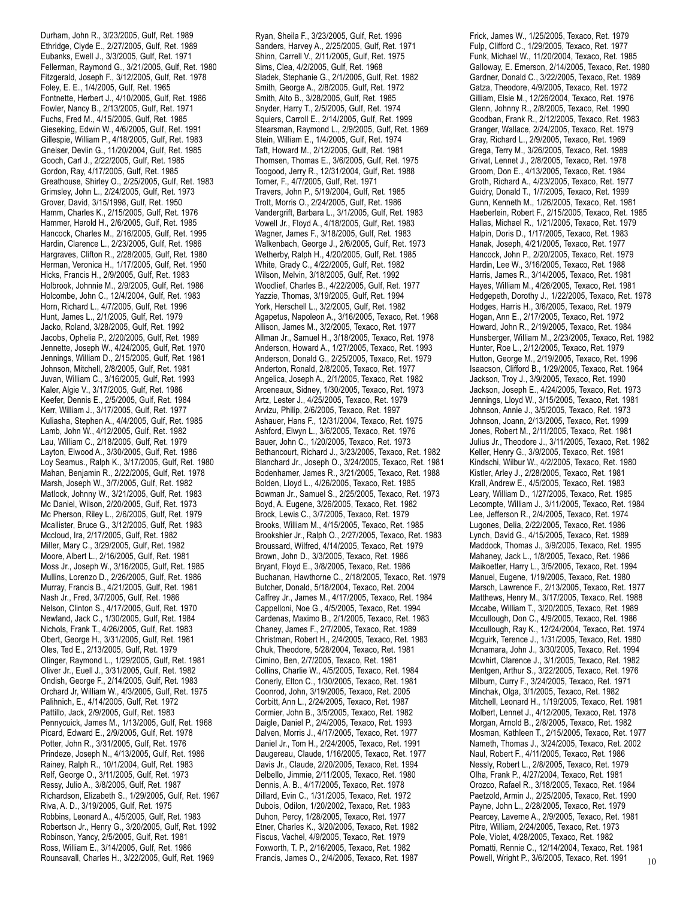Durham, John R., 3/23/2005, Gulf, Ret. 1989
Ethridge, Clyde E., 2/27/2005, Gulf, Ret. 1989
Eubanks, Ewell J., 3/3/2005, Gulf, Ret. 1971
Fellerman, Raymond G., 3/21/2005, Gulf, Ret. 1980
Fitzgerald, Joseph F., 3/12/2005, Gulf, Ret. 1978
Foley, E. E., 1/4/2005, Gulf, Ret. 1965
Fontnette, Herbert J., 4/10/2005, Gulf, Ret. 1986
Fowler, Nancy B., 2/13/2005, Gulf, Ret. 1971
Fuchs, Fred M., 4/15/2005, Gulf, Ret. 1985
Gieseking, Edwin W., 4/6/2005, Gulf, Ret. 1991
Gillespie, William P., 4/18/2005, Gulf, Ret. 1983
Gneiser, Devlin G., 11/20/2004, Gulf, Ret. 1985
Gooch, Carl J., 2/22/2005, Gulf, Ret. 1985
Gordon, Ray, 4/17/2005, Gulf, Ret. 1985
Greathouse, Shirley O., 2/25/2005, Gulf, Ret. 1983
Grimsley, John L., 2/24/2005, Gulf, Ret. 1973
Grover, David, 3/15/1998, Gulf, Ret. 1950
Hamm, Charles K., 2/15/2005, Gulf, Ret. 1976
Hammer, Harold H., 2/6/2005, Gulf, Ret. 1985
Hancock, Charles M., 2/16/2005, Gulf, Ret. 1995
Hardin, Clarence L., 2/23/2005, Gulf, Ret. 1986
Hargraves, Clifton R., 2/28/2005, Gulf, Ret. 1980
Herman, Veronica H., 1/17/2005, Gulf, Ret. 1950
Hicks, Francis H., 2/9/2005, Gulf, Ret. 1983
Holbrook, Johnnie M., 2/9/2005, Gulf, Ret. 1986
Holcombe, John C., 12/4/2004, Gulf, Ret. 1983
Horn, Richard L., 4/7/2005, Gulf, Ret. 1996
Hunt, James L., 2/1/2005, Gulf, Ret. 1979
Jacko, Roland, 3/28/2005, Gulf, Ret. 1992
Jacobs, Ophelia P., 2/20/2005, Gulf, Ret. 1989
Jennette, Joseph W., 4/24/2005, Gulf, Ret. 1970
Jennings, William D., 2/15/2005, Gulf, Ret. 1981
Johnson, Mitchell, 2/8/2005, Gulf, Ret. 1981
Juvan, William C., 3/16/2005, Gulf, Ret. 1993
Kaler, Algie V., 3/17/2005, Gulf, Ret. 1986
Keefer, Dennis E., 2/5/2005, Gulf, Ret. 1984
Kerr, William J., 3/17/2005, Gulf, Ret. 1977
Kuliasha, Stephen A., 4/4/2005, Gulf, Ret. 1985
Lamb, John W., 4/12/2005, Gulf, Ret. 1982
Lau, William C., 2/18/2005, Gulf, Ret. 1979
Layton, Elwood A., 3/30/2005, Gulf, Ret. 1986
Loy Seamus., Ralph K., 3/17/2005, Gulf, Ret. 1980
Mahan, Benjamin R., 2/22/2005, Gulf, Ret. 1978
Marsh, Joseph W., 3/7/2005, Gulf, Ret. 1982
Matlock, Johnny W., 3/21/2005, Gulf, Ret. 1983
Mc Daniel, Wilson, 2/20/2005, Gulf, Ret. 1973
Mc Pherson, Riley L., 2/6/2005, Gulf, Ret. 1979
Mcallister, Bruce G., 3/12/2005, Gulf, Ret. 1983
Mccloud, Ira, 2/17/2005, Gulf, Ret. 1982
Miller, Mary C., 3/29/2005, Gulf, Ret. 1982
Moore, Albert L., 2/16/2005, Gulf, Ret. 1981
Moss Jr., Joseph W., 3/16/2005, Gulf, Ret. 1985
Mullins, Lorenzo D., 2/26/2005, Gulf, Ret. 1986
Murray, Francis B., 4/21/2005, Gulf, Ret. 1981
Nash Jr., Fred, 3/7/2005, Gulf, Ret. 1986
Nelson, Clinton S., 4/17/2005, Gulf, Ret. 1970
Newland, Jack C., 1/30/2005, Gulf, Ret. 1984
Nichols, Frank T., 4/26/2005, Gulf, Ret. 1983
Obert, George H., 3/31/2005, Gulf, Ret. 1981
Oles, Ted E., 2/13/2005, Gulf, Ret. 1979
Olinger, Raymond L., 1/29/2005, Gulf, Ret. 1981
Oliver Jr., Euell J., 3/31/2005, Gulf, Ret. 1982
Ondish, George F., 2/14/2005, Gulf, Ret. 1983
Orchard Jr, William W., 4/3/2005, Gulf, Ret. 1975
Palihnich, E., 4/14/2005, Gulf, Ret. 1972
Pattillo, Jack, 2/9/2005, Gulf, Ret. 1983
Pennycuick, James M., 1/13/2005, Gulf, Ret. 1968
Picard, Edward E., 2/9/2005, Gulf, Ret. 1978
Potter, John R., 3/31/2005, Gulf, Ret. 1976
Prindeze, Joseph N., 4/13/2005, Gulf, Ret. 1986
Rainey, Ralph R., 10/1/2004, Gulf, Ret. 1983
Relf, George O., 3/11/2005, Gulf, Ret. 1973
Ressy, Julio A., 3/8/2005, Gulf, Ret. 1987
Richardson, Elizabeth S., 1/29/2005, Gulf, Ret. 1967
Riva, A. D., 3/19/2005, Gulf, Ret. 1975
Robbins, Leonard A., 4/5/2005, Gulf, Ret. 1983
Robertson Jr., Henry G., 3/20/2005, Gulf, Ret. 1992
Robinson, Yancy, 2/5/2005, Gulf, Ret. 1981
Ross, William E., 3/14/2005, Gulf, Ret. 1986
Rounsavall, Charles H., 3/22/2005, Gulf, Ret. 1969
Ryan, Sheila F., 3/23/2005, Gulf, Ret. 1996
Sanders, Harvey A., 2/25/2005, Gulf, Ret. 1971
Shinn, Carrell V., 2/11/2005, Gulf, Ret. 1975
Sims, Clea, 4/2/2005, Gulf, Ret. 1968
Sladek, Stephanie G., 2/1/2005, Gulf, Ret. 1982
Smith, George A., 2/8/2005, Gulf, Ret. 1972
Smith, Alto B., 3/28/2005, Gulf, Ret. 1985
Snyder, Harry T., 2/5/2005, Gulf, Ret. 1974
Squiers, Carroll E., 2/14/2005, Gulf, Ret. 1999
Stearsman, Raymond L., 2/9/2005, Gulf, Ret. 1969
Stein, William E., 1/4/2005, Gulf, Ret. 1974
Taft, Howard M., 2/12/2005, Gulf, Ret. 1981
Thomsen, Thomas E., 3/6/2005, Gulf, Ret. 1975
Toogood, Jerry R., 12/31/2004, Gulf, Ret. 1988
Torner, F., 4/7/2005, Gulf, Ret. 1971
Travers, John P., 5/19/2004, Gulf, Ret. 1985
Trott, Morris O., 2/24/2005, Gulf, Ret. 1986
Vandergrift, Barbara L., 3/1/2005, Gulf, Ret. 1983
Vowell Jr., Floyd A., 4/18/2005, Gulf, Ret. 1983
Wagner, James F., 3/18/2005, Gulf, Ret. 1983
Walkenbach, George J., 2/6/2005, Gulf, Ret. 1973
Wetherby, Ralph H., 4/20/2005, Gulf, Ret. 1985
White, Grady C., 4/22/2005, Gulf, Ret. 1982
Wilson, Melvin, 3/18/2005, Gulf, Ret. 1992
Woodlief, Charles B., 4/22/2005, Gulf, Ret. 1977
Yazzie, Thomas, 3/19/2005, Gulf, Ret. 1994
York, Herschell L., 3/2/2005, Gulf, Ret. 1982
Agapetus, Napoleon A., 3/16/2005, Texaco, Ret. 1968
Allison, James M., 3/2/2005, Texaco, Ret. 1977
Allman Jr., Samuel H., 3/18/2005, Texaco, Ret. 1978
Anderson, Howard A., 1/27/2005, Texaco, Ret. 1993
Anderson, Donald G., 2/25/2005, Texaco, Ret. 1979
Anderton, Ronald, 2/8/2005, Texaco, Ret. 1977
Angelica, Joseph A., 2/1/2005, Texaco, Ret. 1982
Arceneaux, Sidney, 1/30/2005, Texaco, Ret. 1973
Artz, Lester J., 4/25/2005, Texaco, Ret. 1979
Arvizu, Philip, 2/6/2005, Texaco, Ret. 1997
Ashauer, Hans F., 12/31/2004, Texaco, Ret. 1975
Ashford, Elwyn L., 3/6/2005, Texaco, Ret. 1976
Bauer, John C., 1/20/2005, Texaco, Ret. 1973
Bethancourt, Richard J., 3/23/2005, Texaco, Ret. 1982
Blanchard Jr., Joseph O., 3/24/2005, Texaco, Ret. 1981
Bodenhamer, James R., 3/21/2005, Texaco, Ret. 1988
Bolden, Lloyd L., 4/26/2005, Texaco, Ret. 1985
Bowman Jr., Samuel S., 2/25/2005, Texaco, Ret. 1973
Boyd, A. Eugene, 3/26/2005, Texaco, Ret. 1982
Brock, Lewis C., 3/7/2005, Texaco, Ret. 1979
Brooks, William M., 4/15/2005, Texaco, Ret. 1985
Brookshier Jr., Ralph O., 2/27/2005, Texaco, Ret. 1983
Broussard, Wilfred, 4/14/2005, Texaco, Ret. 1979
Brown, John D., 3/3/2005, Texaco, Ret. 1986
Bryant, Floyd E., 3/8/2005, Texaco, Ret. 1986
Buchanan, Hawthorne C., 2/18/2005, Texaco, Ret. 1979
Butcher, Donald, 5/18/2004, Texaco, Ret. 2004
Caffrey Jr., James M., 4/17/2005, Texaco, Ret. 1984
Cappelloni, Noe G., 4/5/2005, Texaco, Ret. 1994
Cardenas, Maximo B., 2/1/2005, Texaco, Ret. 1983
Chaney, James F., 2/7/2005, Texaco, Ret. 1989
Christman, Robert H., 2/4/2005, Texaco, Ret. 1983
Chuk, Theodore, 5/28/2004, Texaco, Ret. 1981
Cimino, Ben, 2/7/2005, Texaco, Ret. 1981
Collins, Charlie W., 4/5/2005, Texaco, Ret. 1984
Conerly, Elton C., 1/30/2005, Texaco, Ret. 1981
Coonrod, John, 3/19/2005, Texaco, Ret. 2005
Corbitt, Ann L., 2/24/2005, Texaco, Ret. 1987
Cormier, John B., 3/5/2005, Texaco, Ret. 1982
Daigle, Daniel P., 2/4/2005, Texaco, Ret. 1993
Dalven, Morris J., 4/17/2005, Texaco, Ret. 1977
Daniel Jr., Tom H., 2/24/2005, Texaco, Ret. 1991
Daugereau, Claude, 1/16/2005, Texaco, Ret. 1977
Davis Jr., Claude, 2/20/2005, Texaco, Ret. 1994
Delbello, Jimmie, 2/11/2005, Texaco, Ret. 1980
Dennis, A. B., 4/17/2005, Texaco, Ret. 1978
Dillard, Evin C., 1/31/2005, Texaco, Ret. 1972
Dubois, Odilon, 1/20/2002, Texaco, Ret. 1983
Duhon, Percy, 1/28/2005, Texaco, Ret. 1977
Etner, Charles K., 3/20/2005, Texaco, Ret. 1982
Fiscus, Vachel, 4/9/2005, Texaco, Ret. 1979
Foxworth, T. P., 2/16/2005, Texaco, Ret. 1982
Francis, James O., 2/4/2005, Texaco, Ret. 1987
Frick, James W., 1/25/2005, Texaco, Ret. 1979
Fulp, Clifford C., 1/29/2005, Texaco, Ret. 1977
Funk, Michael W., 11/20/2004, Texaco, Ret. 1985
Galloway, E. Emerson, 2/14/2005, Texaco, Ret. 1980
Gardner, Donald C., 3/22/2005, Texaco, Ret. 1989
Gatza, Theodore, 4/9/2005, Texaco, Ret. 1972
Gilliam, Elsie M., 12/26/2004, Texaco, Ret. 1976
Glenn, Johnny R., 2/8/2005, Texaco, Ret. 1990
Goodban, Frank R., 2/12/2005, Texaco, Ret. 1983
Granger, Wallace, 2/24/2005, Texaco, Ret. 1979
Gray, Richard L., 2/9/2005, Texaco, Ret. 1969
Grega, Terry M., 3/26/2005, Texaco, Ret. 1989
Grivat, Lennet J., 2/8/2005, Texaco, Ret. 1978
Groom, Don E., 4/13/2005, Texaco, Ret. 1984
Groth, Richard A., 4/23/2005, Texaco, Ret. 1977
Guidry, Donald T., 1/7/2005, Texaco, Ret. 1999
Gunn, Kenneth M., 1/26/2005, Texaco, Ret. 1981
Haeberlein, Robert F., 2/15/2005, Texaco, Ret. 1985
Hallas, Michael R., 1/21/2005, Texaco, Ret. 1979
Halpin, Doris D., 1/17/2005, Texaco, Ret. 1983
Hanak, Joseph, 4/21/2005, Texaco, Ret. 1977
Hancock, John P., 2/20/2005, Texaco, Ret. 1979
Hardin, Lee W., 3/16/2005, Texaco, Ret. 1988
Harris, James R., 3/14/2005, Texaco, Ret. 1981
Hayes, William M., 4/26/2005, Texaco, Ret. 1981
Hedgepeth, Dorothy J., 1/22/2005, Texaco, Ret. 1978
Hodges, Harris H., 3/6/2005, Texaco, Ret. 1979
Hogan, Ann E., 2/17/2005, Texaco, Ret. 1972
Howard, John R., 2/19/2005, Texaco, Ret. 1984
Hunsberger, William M., 2/23/2005, Texaco, Ret. 1982
Hunter, Roe L., 2/12/2005, Texaco, Ret. 1979
Hutton, George M., 2/19/2005, Texaco, Ret. 1996
Isaacson, Clifford B., 1/29/2005, Texaco, Ret. 1964
Jackson, Troy J., 3/9/2005, Texaco, Ret. 1990
Jackson, Joseph E., 4/24/2005, Texaco, Ret. 1973
Jennings, Lloyd W., 3/15/2005, Texaco, Ret. 1981
Johnson, Annie J., 3/5/2005, Texaco, Ret. 1973
Johnson, Joann, 2/13/2005, Texaco, Ret. 1999
Jones, Robert M., 2/11/2005, Texaco, Ret. 1981
Julius Jr., Theodore J., 3/11/2005, Texaco, Ret. 1982
Keller, Henry G., 3/9/2005, Texaco, Ret. 1981
Kindschi, Wilbur W., 4/2/2005, Texaco, Ret. 1980
Kistler, Arley J., 2/28/2005, Texaco, Ret. 1981
Krall, Andrew E., 4/5/2005, Texaco, Ret. 1983
Leary, William D., 1/27/2005, Texaco, Ret. 1985
Lecompte, William J., 3/11/2005, Texaco, Ret. 1984
Lee, Jefferson R., 2/4/2005, Texaco, Ret. 1974
Lugones, Delia, 2/22/2005, Texaco, Ret. 1986
Lynch, David G., 4/15/2005, Texaco, Ret. 1989
Maddock, Thomas J., 3/9/2005, Texaco, Ret. 1995
Mahaney, Jack L., 1/8/2005, Texaco, Ret. 1986
Maikoetter, Harry L., 3/5/2005, Texaco, Ret. 1994
Manuel, Eugene, 1/19/2005, Texaco, Ret. 1980
Marsch, Lawrence F., 2/13/2005, Texaco, Ret. 1977
Matthews, Henry M., 3/17/2005, Texaco, Ret. 1988
Mccabe, William T., 3/20/2005, Texaco, Ret. 1989
Mccullough, Don C., 4/9/2005, Texaco, Ret. 1986
Mccullough, Ray K., 12/24/2004, Texaco, Ret. 1974
Mcguirk, Terence J., 1/31/2005, Texaco, Ret. 1980
Mcnamara, John J., 3/30/2005, Texaco, Ret. 1994
Mcwhirt, Clarence J., 3/1/2005, Texaco, Ret. 1982
Mentgen, Arthur S., 3/22/2005, Texaco, Ret. 1976
Milburn, Curry F., 3/24/2005, Texaco, Ret. 1971
Minchak, Olga, 3/1/2005, Texaco, Ret. 1982
Mitchell, Leonard H., 1/19/2005, Texaco, Ret. 1981
Molbert, Lennet J., 4/12/2005, Texaco, Ret. 1978
Morgan, Arnold B., 2/8/2005, Texaco, Ret. 1982
Mosman, Kathleen T., 2/15/2005, Texaco, Ret. 1977
Nameth, Thomas J., 3/24/2005, Texaco, Ret. 2002
Naul, Robert F., 4/11/2005, Texaco, Ret. 1986
Nessly, Robert L., 2/8/2005, Texaco, Ret. 1979
Olha, Frank P., 4/27/2004, Texaco, Ret. 1981
Orozco, Rafael R., 3/18/2005, Texaco, Ret. 1984
Paetzold, Armin J., 2/25/2005, Texaco, Ret. 1990
Payne, John L., 2/28/2005, Texaco, Ret. 1979
Pearcey, Laverne A., 2/9/2005, Texaco, Ret. 1981
Pitre, William, 2/24/2005, Texaco, Ret. 1973
Pole, Violet, 4/28/2005, Texaco, Ret. 1982
Pomatti, Rennie C., 12/14/2004, Texaco, Ret. 1981
Powell, Wright P., 3/6/2005, Texaco, Ret. 1991